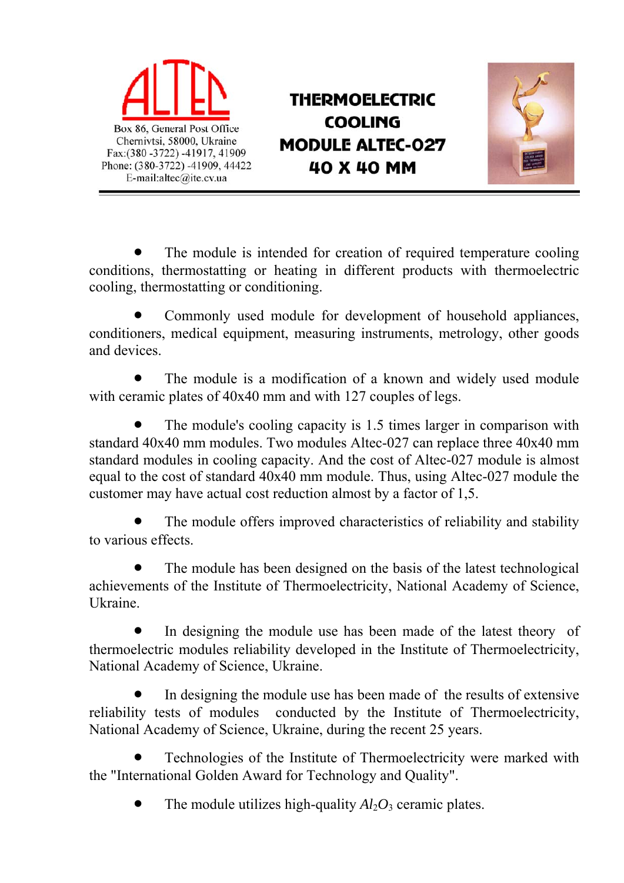ALTEC

Box 86, General Post Office
Chernivtsi, 58000, Ukraine
Fax:(380 -3722) -41917, 41909
Phone: (380-3722) -41909, 44422
E-mail:altec@ite.cv.ua

# THERMOELECTRIC COOLING MODULE ALTEC-027 40 X 40 MM

- The module is intended for creation of required temperature cooling conditions, thermostatting or heating in different products with thermoelectric cooling, thermostatting or conditioning.

- Commonly used module for development of household appliances, conditioners, medical equipment, measuring instruments, metrology, other goods and devices.

- The module is a modification of a known and widely used module with ceramic plates of 40x40 mm and with 127 couples of legs.

- The module's cooling capacity is 1.5 times larger in comparison with standard 40x40 mm modules. Two modules Altec-027 can replace three 40x40 mm standard modules in cooling capacity. And the cost of Altec-027 module is almost equal to the cost of standard 40x40 mm module. Thus, using Altec-027 module the customer may have actual cost reduction almost by a factor of 1,5.

- The module offers improved characteristics of reliability and stability to various effects.

- The module has been designed on the basis of the latest technological achievements of the Institute of Thermoelectricity, National Academy of Science, Ukraine.

- In designing the module use has been made of the latest theory of thermoelectric modules reliability developed in the Institute of Thermoelectricity, National Academy of Science, Ukraine.

- In designing the module use has been made of the results of extensive reliability tests of modules conducted by the Institute of Thermoelectricity, National Academy of Science, Ukraine, during the recent 25 years.

- Technologies of the Institute of Thermoelectricity were marked with the "International Golden Award for Technology and Quality".

- The module utilizes high-quality $Al_2O_3$ ceramic plates.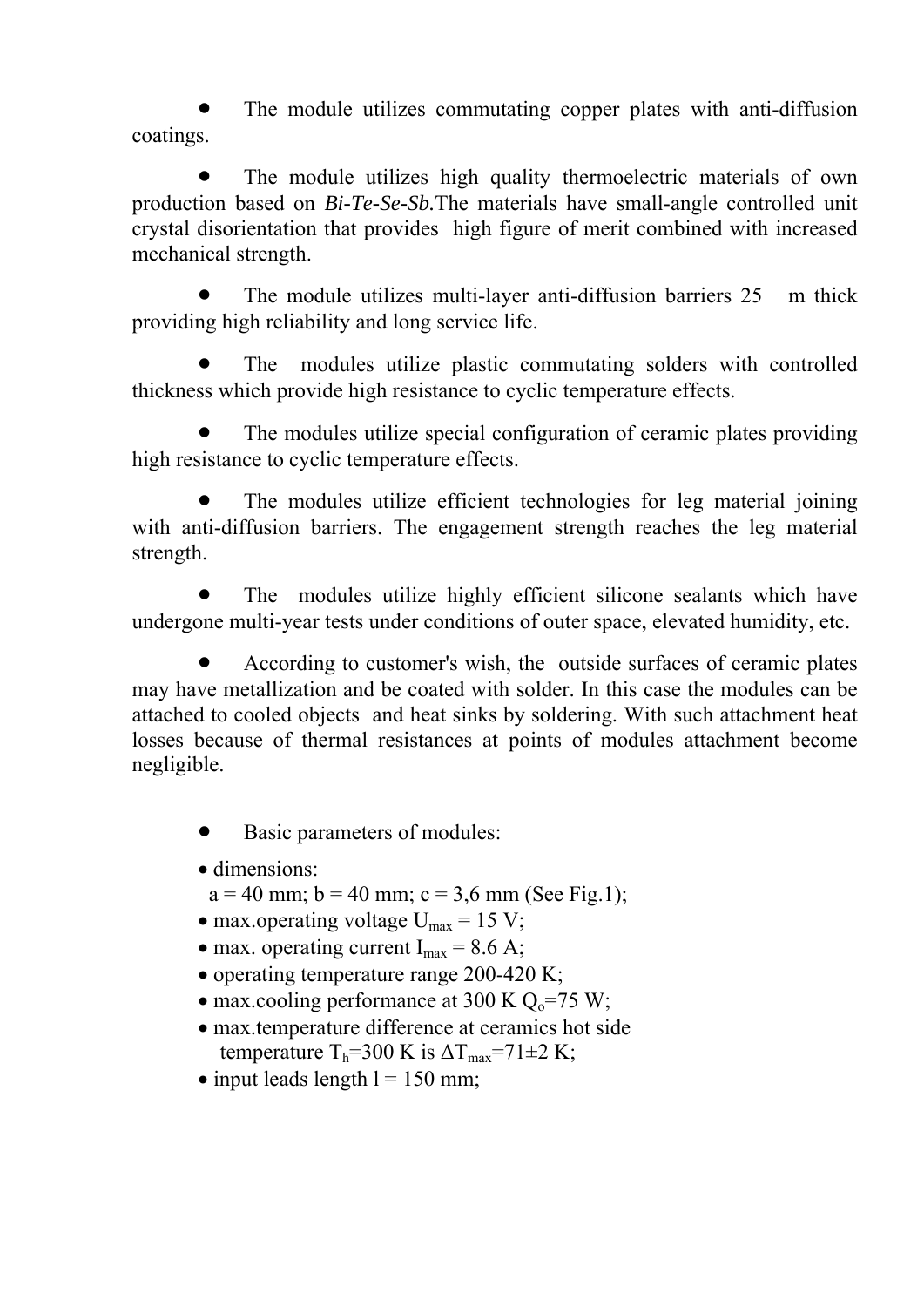- The module utilizes commutating copper plates with anti-diffusion coatings.

- The module utilizes high quality thermoelectric materials of own production based on *Bi-Te-Se-Sb.*The materials have small-angle controlled unit crystal disorientation that provides high figure of merit combined with increased mechanical strength.

- The module utilizes multi-layer anti-diffusion barriers 25 m thick providing high reliability and long service life.

- The modules utilize plastic commutating solders with controlled thickness which provide high resistance to cyclic temperature effects.

- The modules utilize special configuration of ceramic plates providing high resistance to cyclic temperature effects.

- The modules utilize efficient technologies for leg material joining with anti-diffusion barriers. The engagement strength reaches the leg material strength.

- The modules utilize highly efficient silicone sealants which have undergone multi-year tests under conditions of outer space, elevated humidity, etc.

- According to customer's wish, the outside surfaces of ceramic plates may have metallization and be coated with solder. In this case the modules can be attached to cooled objects and heat sinks by soldering. With such attachment heat losses because of thermal resistances at points of modules attachment become negligible.

- Basic parameters of modules:
  - dimensions:
    a = 40 mm; b = 40 mm; c = 3,6 mm (See Fig.1);
  - max.operating voltage $U_{max}$ = 15 V;
  - max. operating current $I_{max}$ = 8.6 A;
  - operating temperature range 200-420 K;
  - max.cooling performance at 300 K $Q_o$=75 W;
  - max.temperature difference at ceramics hot side temperature $T_h$=300 K is $\Delta T_{max}$=71±2 K;
  - input leads length l = 150 mm;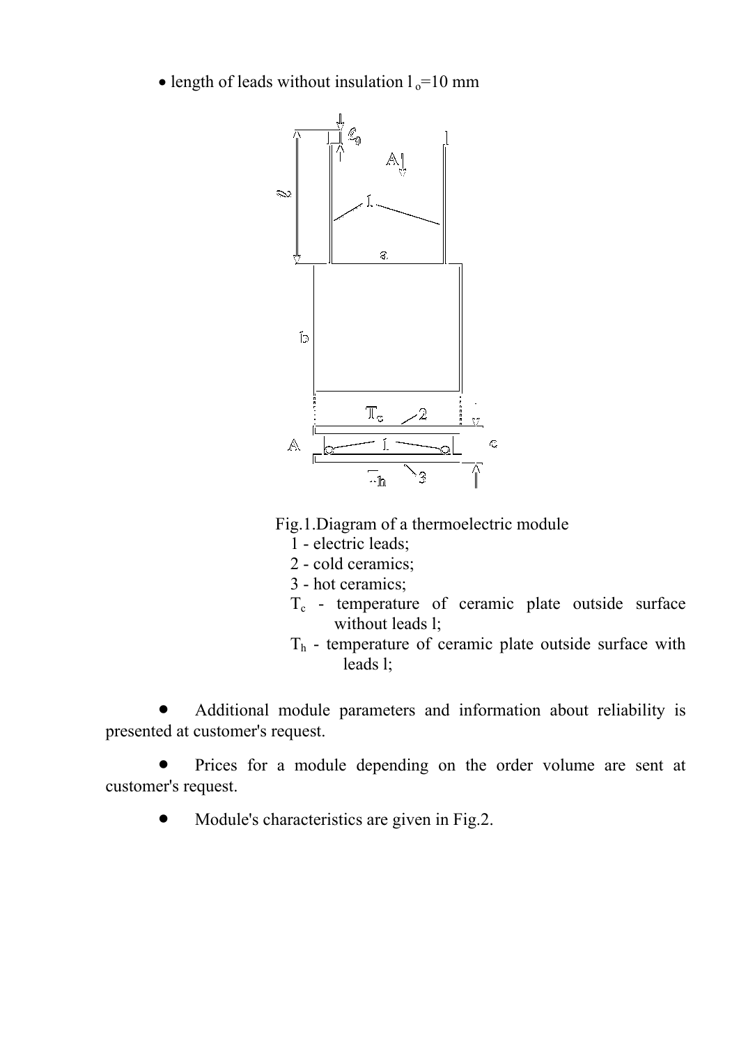- length of leads without insulation $l_o$=10 mm

Fig.1.Diagram of a thermoelectric module

1 - electric leads;

2 - cold ceramics;

3 - hot ceramics;

$T_c$ - temperature of ceramic plate outside surface without leads l;

$T_h$ - temperature of ceramic plate outside surface with leads l;

- Additional module parameters and information about reliability is presented at customer's request.

- Prices for a module depending on the order volume are sent at customer's request.

- Module's characteristics are given in Fig.2.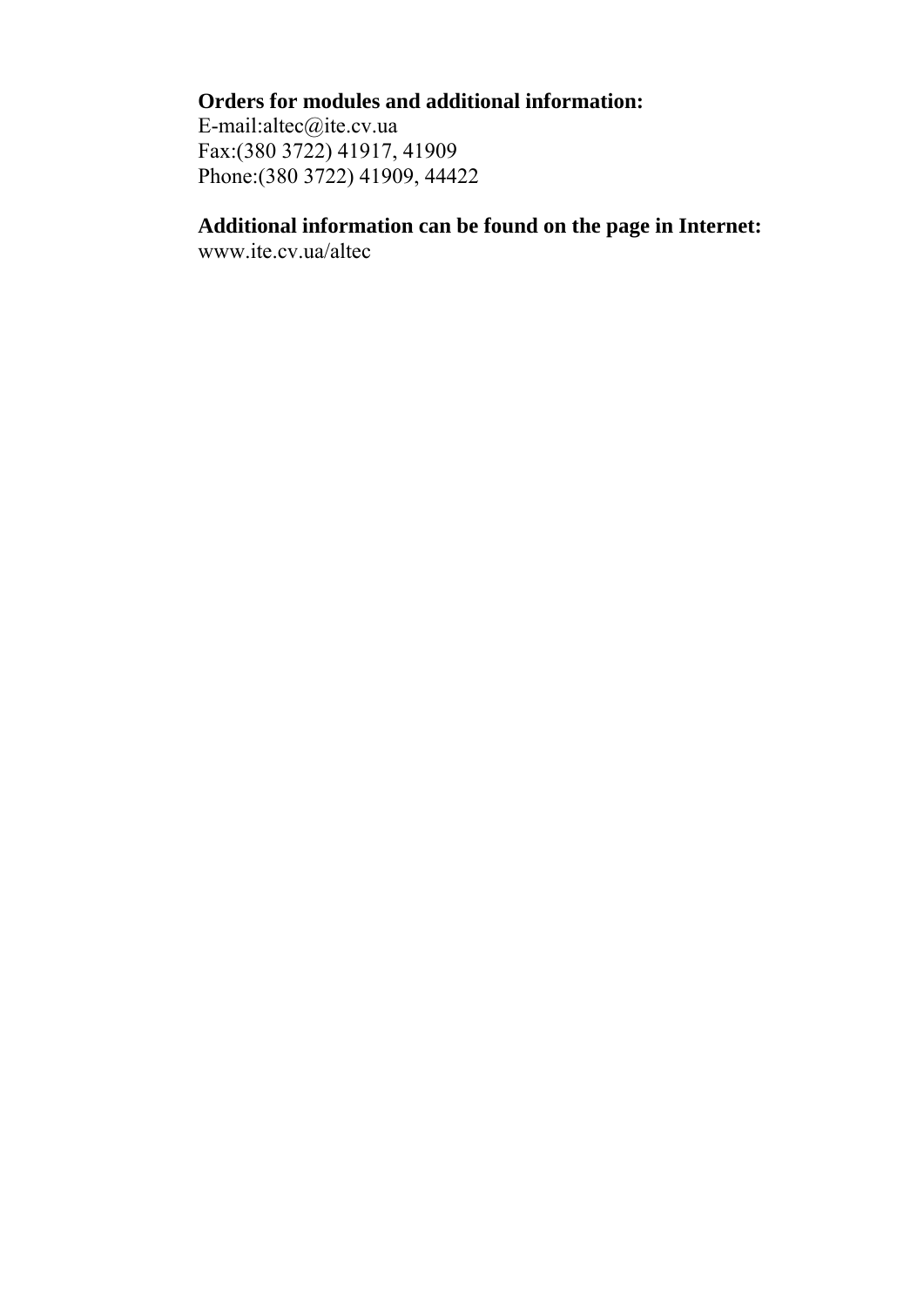**Orders for modules and additional information:**

E-mail:altec@ite.cv.ua
Fax:(380 3722) 41917, 41909
Phone:(380 3722) 41909, 44422

**Additional information can be found on the page in Internet:**

www.ite.cv.ua/altec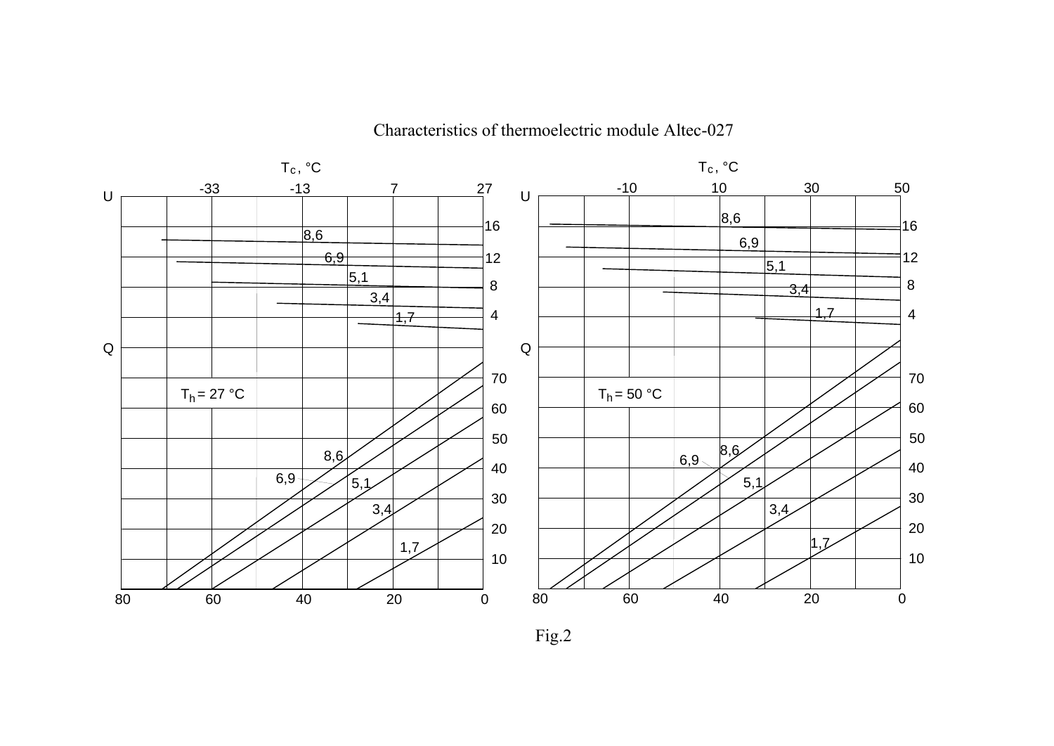Characteristics of thermoelectric module Altec-027

$T_c$, °C

-33 -13 7 27

U

16
12
8
4

8,6
6,9
5,1
3,4
1,7

Q

70
60
50
40
30
20
10

$T_h$ = 27 °C

8,6
6,9
5,1
3,4
1,7

80 60 40 20 0

$T_c$, °C

-10 10 30 50

U

16
12
8
4

8,6
6,9
5,1
3,4
1,7

Q

70
60
50
40
30
20
10

$T_h$ = 50 °C

8,6
6,9
5,1
3,4
1,7

80 60 40 20 0

Fig.2